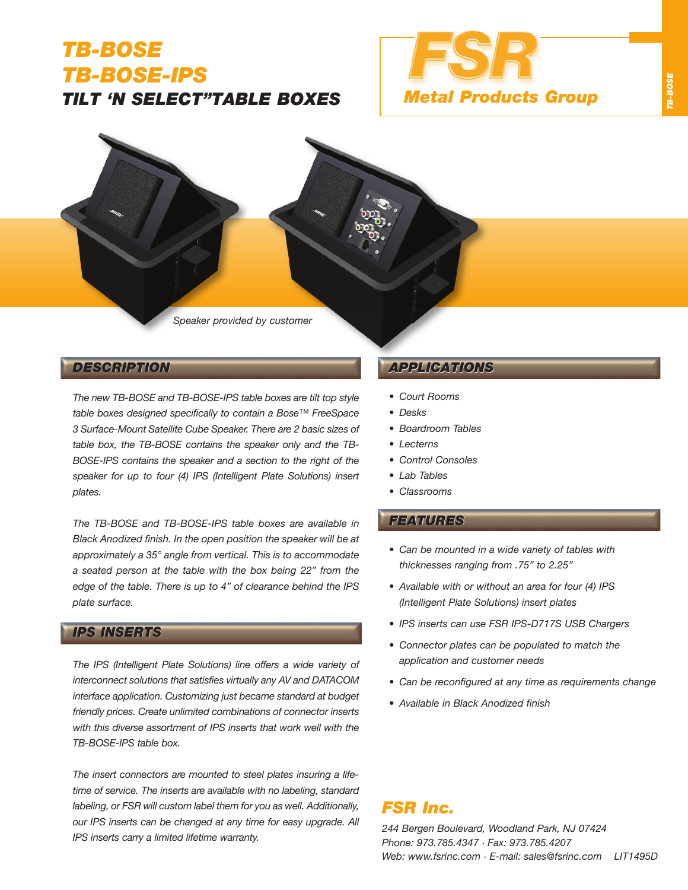# TB-BOSE
# TB-BOSE-IPS
## TILT 'N SELECT" TABLE BOXES

**FSR**
**Metal Products Group**

*Speaker provided by customer*

## DESCRIPTION

*The new TB-BOSE and TB-BOSE-IPS table boxes are tilt top style table boxes designed specifically to contain a Bose™ FreeSpace 3 Surface-Mount Satellite Cube Speaker. There are 2 basic sizes of table box, the TB-BOSE contains the speaker only and the TB-BOSE-IPS contains the speaker and a section to the right of the speaker for up to four (4) IPS (Intelligent Plate Solutions) insert plates.*

*The TB-BOSE and TB-BOSE-IPS table boxes are available in Black Anodized finish. In the open position the speaker will be at approximately a 35° angle from vertical. This is to accommodate a seated person at the table with the box being 22" from the edge of the table. There is up to 4" of clearance behind the IPS plate surface.*

## IPS INSERTS

*The IPS (Intelligent Plate Solutions) line offers a wide variety of interconnect solutions that satisfies virtually any AV and DATACOM interface application. Customizing just became standard at budget friendly prices. Create unlimited combinations of connector inserts with this diverse assortment of IPS inserts that work well with the TB-BOSE-IPS table box.*

*The insert connectors are mounted to steel plates insuring a life-time of service. The inserts are available with no labeling, standard labeling, or FSR will custom label them for you as well. Additionally, our IPS inserts can be changed at any time for easy upgrade. All IPS inserts carry a limited lifetime warranty.*

## APPLICATIONS

- *Court Rooms*
- *Desks*
- *Boardroom Tables*
- *Lecterns*
- *Control Consoles*
- *Lab Tables*
- *Classrooms*

## FEATURES

- *Can be mounted in a wide variety of tables with thicknesses ranging from .75" to 2.25"*
- *Available with or without an area for four (4) IPS (Intelligent Plate Solutions) insert plates*
- *IPS inserts can use FSR IPS-D717S USB Chargers*
- *Connector plates can be populated to match the application and customer needs*
- *Can be reconfigured at any time as requirements change*
- *Available in Black Anodized finish*

## FSR Inc.

*244 Bergen Boulevard, Woodland Park, NJ 07424*
*Phone: 973.785.4347 · Fax: 973.785.4207*
*Web: www.fsrinc.com · E-mail: sales@fsrinc.com* *LIT1495D*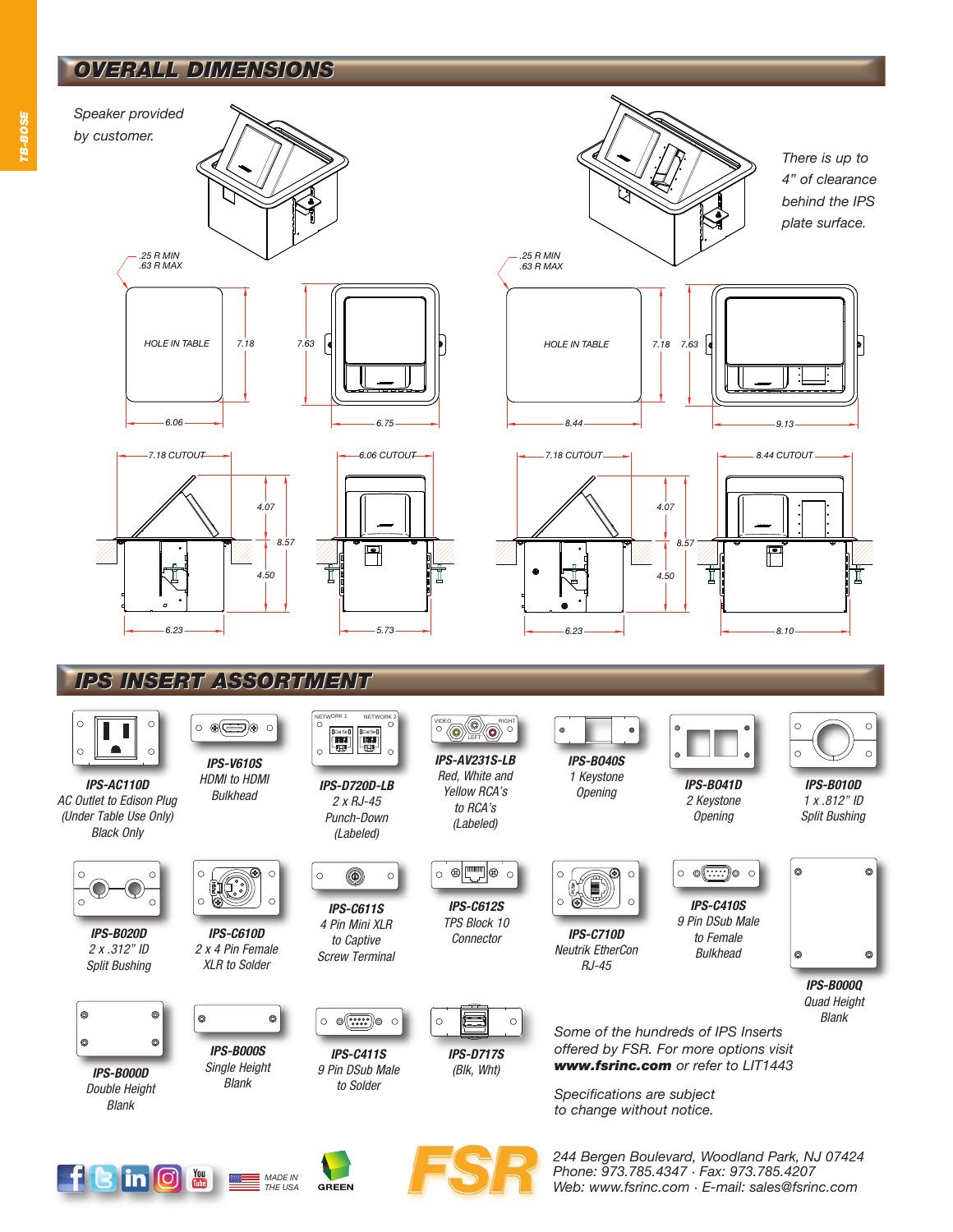## OVERALL DIMENSIONS

*Speaker provided by customer.*

*There is up to 4" of clearance behind the IPS plate surface.*

.25 R MIN
.63 R MAX

HOLE IN TABLE

7.18

7.63

6.06

6.75

.25 R MIN
.63 R MAX

HOLE IN TABLE

7.18

7.63

8.44

9.13

7.18 CUTOUT

4.07

8.57

4.50

6.23

6.06 CUTOUT

5.73

7.18 CUTOUT

4.07

8.57

4.50

6.23

8.44 CUTOUT

8.10

## IPS INSERT ASSORTMENT

**IPS-AC110D**
AC Outlet to Edison Plug (Under Table Use Only) Black Only

**IPS-V610S**
HDMI to HDMI Bulkhead

**IPS-D720D-LB**
2 x RJ-45 Punch-Down (Labeled)

**IPS-AV231S-LB**
Red, White and Yellow RCA's to RCA's (Labeled)

**IPS-B040S**
1 Keystone Opening

**IPS-B041D**
2 Keystone Opening

**IPS-B010D**
1 x .812" ID Split Bushing

**IPS-B020D**
2 x .312" ID Split Bushing

**IPS-C610D**
2 x 4 Pin Female XLR to Solder

**IPS-C611S**
4 Pin Mini XLR to Captive Screw Terminal

**IPS-C612S**
TPS Block 10 Connector

**IPS-C710D**
Neutrik EtherCon RJ-45

**IPS-C410S**
9 Pin DSub Male to Female Bulkhead

**IPS-B000Q**
Quad Height Blank

**IPS-B000D**
Double Height Blank

**IPS-B000S**
Single Height Blank

**IPS-C411S**
9 Pin DSub Male to Solder

**IPS-D717S**
(Blk, Wht)

*Some of the hundreds of IPS Inserts offered by FSR. For more options visit* ***www.fsrinc.com*** *or refer to LIT1443*

*Specifications are subject to change without notice.*

MADE IN THE USA

GREEN

FSR

*244 Bergen Boulevard, Woodland Park, NJ 07424*
*Phone: 973.785.4347 · Fax: 973.785.4207*
*Web: www.fsrinc.com · E-mail: sales@fsrinc.com*